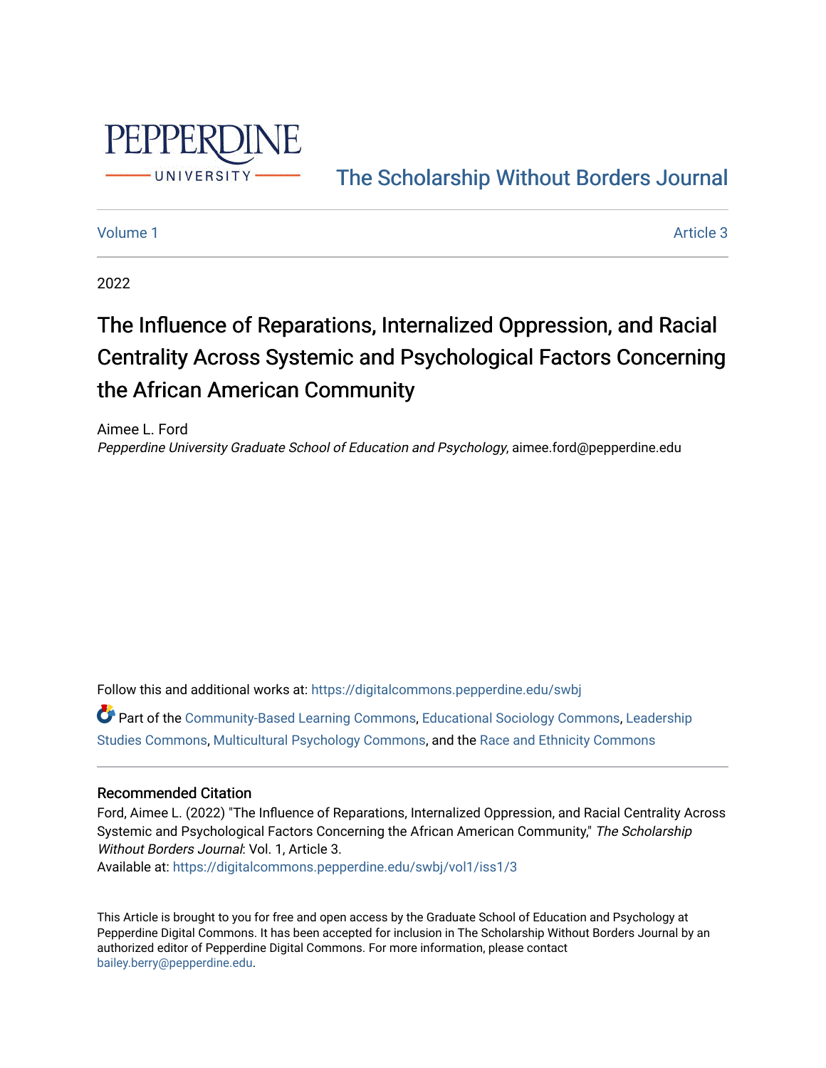PEPPERDINE UNIVERSITY

The Scholarship Without Borders Journal

Volume 1 Article 3

2022

# The Influence of Reparations, Internalized Oppression, and Racial Centrality Across Systemic and Psychological Factors Concerning the African American Community

Aimee L. Ford
*Pepperdine University Graduate School of Education and Psychology*, aimee.ford@pepperdine.edu

Follow this and additional works at: https://digitalcommons.pepperdine.edu/swbj

Part of the Community-Based Learning Commons, Educational Sociology Commons, Leadership Studies Commons, Multicultural Psychology Commons, and the Race and Ethnicity Commons

## Recommended Citation

Ford, Aimee L. (2022) "The Influence of Reparations, Internalized Oppression, and Racial Centrality Across Systemic and Psychological Factors Concerning the African American Community," *The Scholarship Without Borders Journal*: Vol. 1, Article 3.
Available at: https://digitalcommons.pepperdine.edu/swbj/vol1/iss1/3

This Article is brought to you for free and open access by the Graduate School of Education and Psychology at Pepperdine Digital Commons. It has been accepted for inclusion in The Scholarship Without Borders Journal by an authorized editor of Pepperdine Digital Commons. For more information, please contact bailey.berry@pepperdine.edu.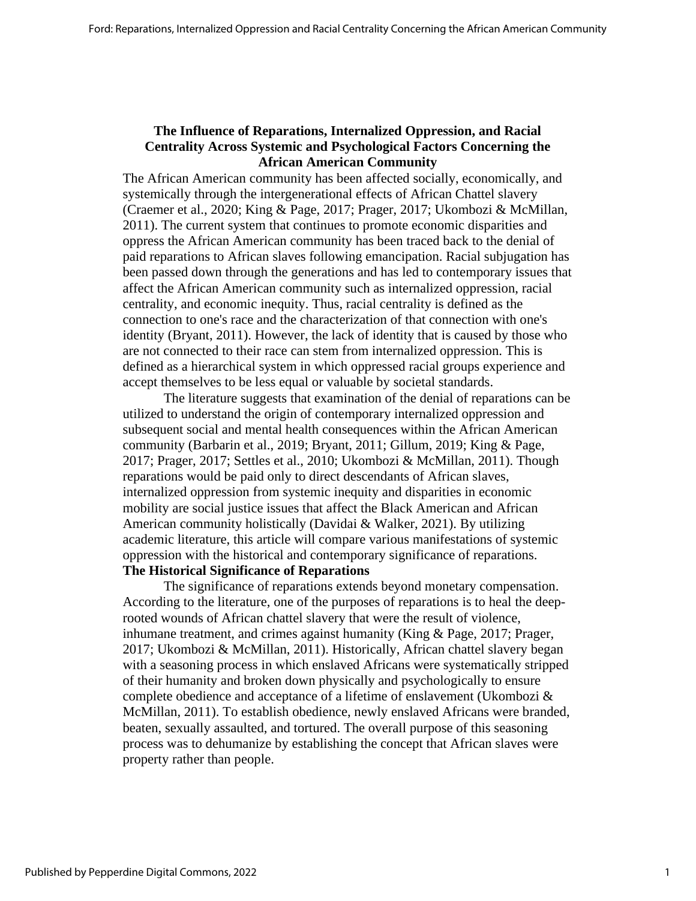## The Influence of Reparations, Internalized Oppression, and Racial Centrality Across Systemic and Psychological Factors Concerning the African American Community

The African American community has been affected socially, economically, and systemically through the intergenerational effects of African Chattel slavery (Craemer et al., 2020; King & Page, 2017; Prager, 2017; Ukombozi & McMillan, 2011). The current system that continues to promote economic disparities and oppress the African American community has been traced back to the denial of paid reparations to African slaves following emancipation. Racial subjugation has been passed down through the generations and has led to contemporary issues that affect the African American community such as internalized oppression, racial centrality, and economic inequity. Thus, racial centrality is defined as the connection to one's race and the characterization of that connection with one's identity (Bryant, 2011). However, the lack of identity that is caused by those who are not connected to their race can stem from internalized oppression. This is defined as a hierarchical system in which oppressed racial groups experience and accept themselves to be less equal or valuable by societal standards.

The literature suggests that examination of the denial of reparations can be utilized to understand the origin of contemporary internalized oppression and subsequent social and mental health consequences within the African American community (Barbarin et al., 2019; Bryant, 2011; Gillum, 2019; King & Page, 2017; Prager, 2017; Settles et al., 2010; Ukombozi & McMillan, 2011). Though reparations would be paid only to direct descendants of African slaves, internalized oppression from systemic inequity and disparities in economic mobility are social justice issues that affect the Black American and African American community holistically (Davidai & Walker, 2021). By utilizing academic literature, this article will compare various manifestations of systemic oppression with the historical and contemporary significance of reparations.

### The Historical Significance of Reparations

The significance of reparations extends beyond monetary compensation. According to the literature, one of the purposes of reparations is to heal the deep-rooted wounds of African chattel slavery that were the result of violence, inhumane treatment, and crimes against humanity (King & Page, 2017; Prager, 2017; Ukombozi & McMillan, 2011). Historically, African chattel slavery began with a seasoning process in which enslaved Africans were systematically stripped of their humanity and broken down physically and psychologically to ensure complete obedience and acceptance of a lifetime of enslavement (Ukombozi & McMillan, 2011). To establish obedience, newly enslaved Africans were branded, beaten, sexually assaulted, and tortured. The overall purpose of this seasoning process was to dehumanize by establishing the concept that African slaves were property rather than people.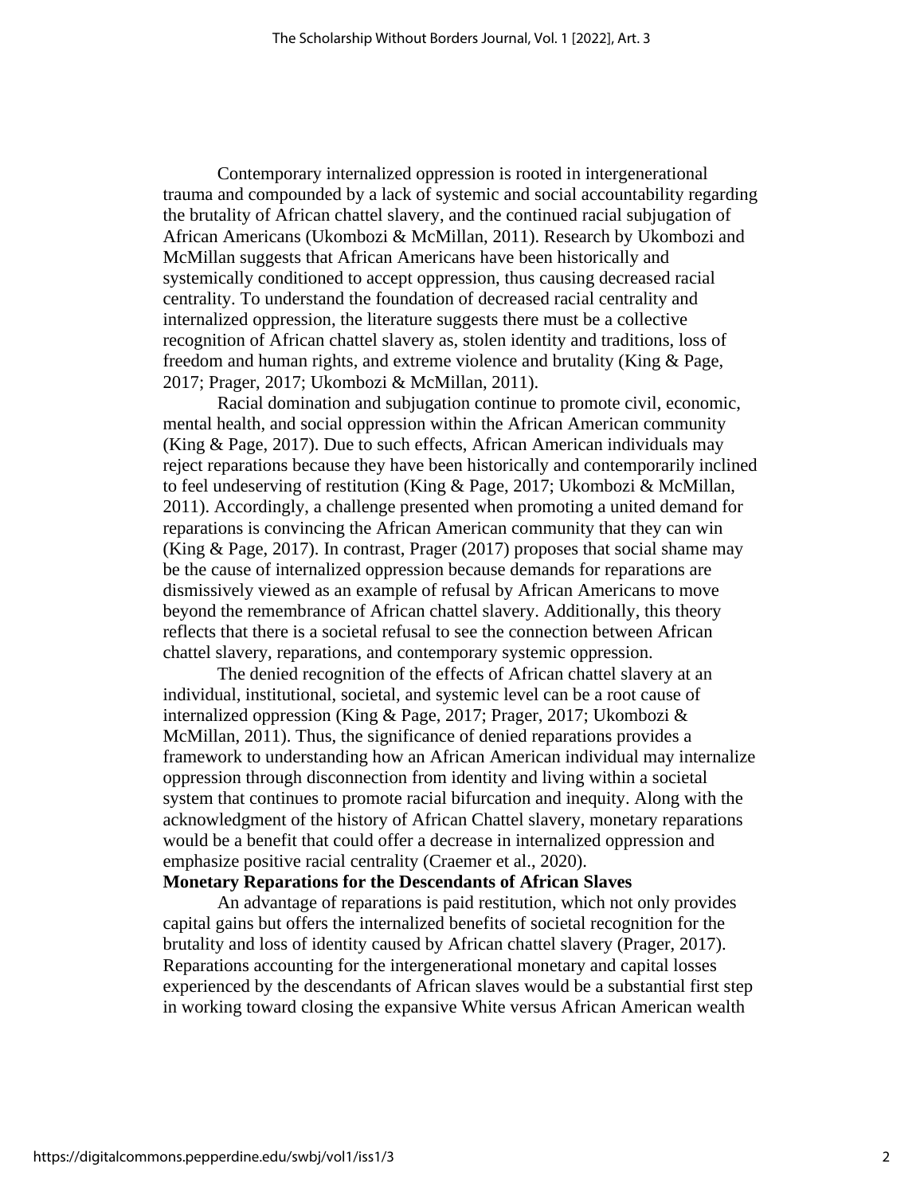Contemporary internalized oppression is rooted in intergenerational trauma and compounded by a lack of systemic and social accountability regarding the brutality of African chattel slavery, and the continued racial subjugation of African Americans (Ukombozi & McMillan, 2011). Research by Ukombozi and McMillan suggests that African Americans have been historically and systemically conditioned to accept oppression, thus causing decreased racial centrality. To understand the foundation of decreased racial centrality and internalized oppression, the literature suggests there must be a collective recognition of African chattel slavery as, stolen identity and traditions, loss of freedom and human rights, and extreme violence and brutality (King & Page, 2017; Prager, 2017; Ukombozi & McMillan, 2011).

Racial domination and subjugation continue to promote civil, economic, mental health, and social oppression within the African American community (King & Page, 2017). Due to such effects, African American individuals may reject reparations because they have been historically and contemporarily inclined to feel undeserving of restitution (King & Page, 2017; Ukombozi & McMillan, 2011). Accordingly, a challenge presented when promoting a united demand for reparations is convincing the African American community that they can win (King & Page, 2017). In contrast, Prager (2017) proposes that social shame may be the cause of internalized oppression because demands for reparations are dismissively viewed as an example of refusal by African Americans to move beyond the remembrance of African chattel slavery. Additionally, this theory reflects that there is a societal refusal to see the connection between African chattel slavery, reparations, and contemporary systemic oppression.

The denied recognition of the effects of African chattel slavery at an individual, institutional, societal, and systemic level can be a root cause of internalized oppression (King & Page, 2017; Prager, 2017; Ukombozi & McMillan, 2011). Thus, the significance of denied reparations provides a framework to understanding how an African American individual may internalize oppression through disconnection from identity and living within a societal system that continues to promote racial bifurcation and inequity. Along with the acknowledgment of the history of African Chattel slavery, monetary reparations would be a benefit that could offer a decrease in internalized oppression and emphasize positive racial centrality (Craemer et al., 2020).

**Monetary Reparations for the Descendants of African Slaves**

An advantage of reparations is paid restitution, which not only provides capital gains but offers the internalized benefits of societal recognition for the brutality and loss of identity caused by African chattel slavery (Prager, 2017). Reparations accounting for the intergenerational monetary and capital losses experienced by the descendants of African slaves would be a substantial first step in working toward closing the expansive White versus African American wealth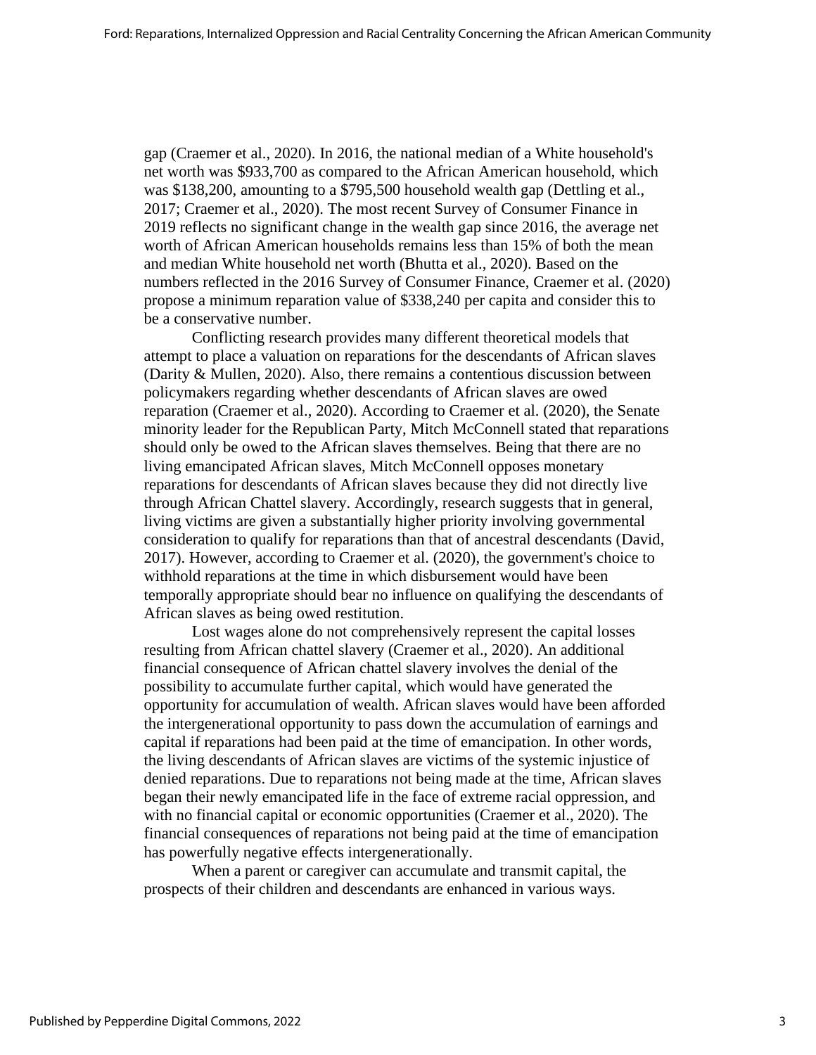gap (Craemer et al., 2020). In 2016, the national median of a White household's net worth was $933,700 as compared to the African American household, which was $138,200, amounting to a $795,500 household wealth gap (Dettling et al., 2017; Craemer et al., 2020). The most recent Survey of Consumer Finance in 2019 reflects no significant change in the wealth gap since 2016, the average net worth of African American households remains less than 15% of both the mean and median White household net worth (Bhutta et al., 2020). Based on the numbers reflected in the 2016 Survey of Consumer Finance, Craemer et al. (2020) propose a minimum reparation value of $338,240 per capita and consider this to be a conservative number.

Conflicting research provides many different theoretical models that attempt to place a valuation on reparations for the descendants of African slaves (Darity & Mullen, 2020). Also, there remains a contentious discussion between policymakers regarding whether descendants of African slaves are owed reparation (Craemer et al., 2020). According to Craemer et al. (2020), the Senate minority leader for the Republican Party, Mitch McConnell stated that reparations should only be owed to the African slaves themselves. Being that there are no living emancipated African slaves, Mitch McConnell opposes monetary reparations for descendants of African slaves because they did not directly live through African Chattel slavery. Accordingly, research suggests that in general, living victims are given a substantially higher priority involving governmental consideration to qualify for reparations than that of ancestral descendants (David, 2017). However, according to Craemer et al. (2020), the government's choice to withhold reparations at the time in which disbursement would have been temporally appropriate should bear no influence on qualifying the descendants of African slaves as being owed restitution.

Lost wages alone do not comprehensively represent the capital losses resulting from African chattel slavery (Craemer et al., 2020). An additional financial consequence of African chattel slavery involves the denial of the possibility to accumulate further capital, which would have generated the opportunity for accumulation of wealth. African slaves would have been afforded the intergenerational opportunity to pass down the accumulation of earnings and capital if reparations had been paid at the time of emancipation. In other words, the living descendants of African slaves are victims of the systemic injustice of denied reparations. Due to reparations not being made at the time, African slaves began their newly emancipated life in the face of extreme racial oppression, and with no financial capital or economic opportunities (Craemer et al., 2020). The financial consequences of reparations not being paid at the time of emancipation has powerfully negative effects intergenerationally.

When a parent or caregiver can accumulate and transmit capital, the prospects of their children and descendants are enhanced in various ways.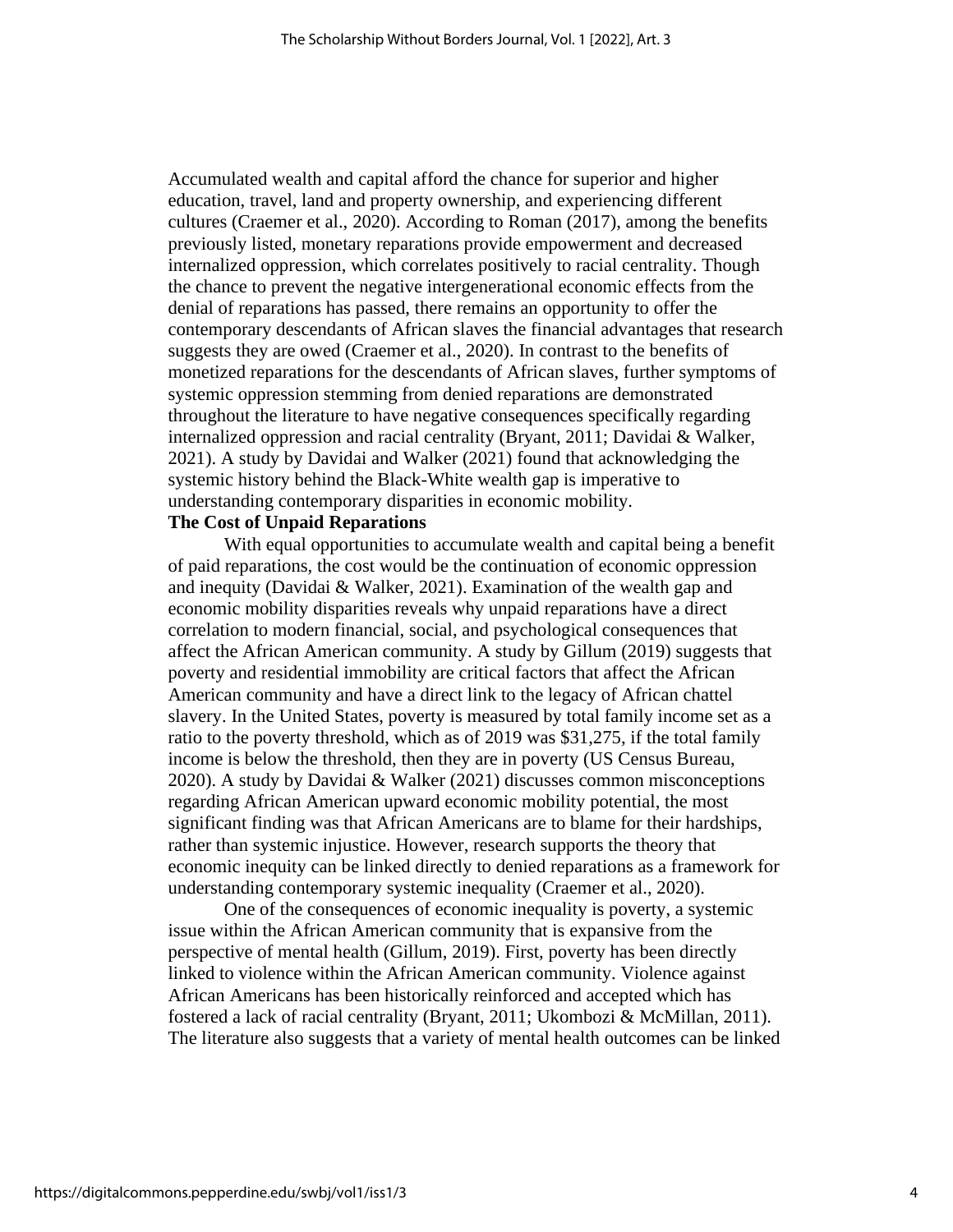Accumulated wealth and capital afford the chance for superior and higher education, travel, land and property ownership, and experiencing different cultures (Craemer et al., 2020). According to Roman (2017), among the benefits previously listed, monetary reparations provide empowerment and decreased internalized oppression, which correlates positively to racial centrality. Though the chance to prevent the negative intergenerational economic effects from the denial of reparations has passed, there remains an opportunity to offer the contemporary descendants of African slaves the financial advantages that research suggests they are owed (Craemer et al., 2020). In contrast to the benefits of monetized reparations for the descendants of African slaves, further symptoms of systemic oppression stemming from denied reparations are demonstrated throughout the literature to have negative consequences specifically regarding internalized oppression and racial centrality (Bryant, 2011; Davidai & Walker, 2021). A study by Davidai and Walker (2021) found that acknowledging the systemic history behind the Black-White wealth gap is imperative to understanding contemporary disparities in economic mobility.

**The Cost of Unpaid Reparations**

With equal opportunities to accumulate wealth and capital being a benefit of paid reparations, the cost would be the continuation of economic oppression and inequity (Davidai & Walker, 2021). Examination of the wealth gap and economic mobility disparities reveals why unpaid reparations have a direct correlation to modern financial, social, and psychological consequences that affect the African American community. A study by Gillum (2019) suggests that poverty and residential immobility are critical factors that affect the African American community and have a direct link to the legacy of African chattel slavery. In the United States, poverty is measured by total family income set as a ratio to the poverty threshold, which as of 2019 was $31,275, if the total family income is below the threshold, then they are in poverty (US Census Bureau, 2020). A study by Davidai & Walker (2021) discusses common misconceptions regarding African American upward economic mobility potential, the most significant finding was that African Americans are to blame for their hardships, rather than systemic injustice. However, research supports the theory that economic inequity can be linked directly to denied reparations as a framework for understanding contemporary systemic inequality (Craemer et al., 2020).

One of the consequences of economic inequality is poverty, a systemic issue within the African American community that is expansive from the perspective of mental health (Gillum, 2019). First, poverty has been directly linked to violence within the African American community. Violence against African Americans has been historically reinforced and accepted which has fostered a lack of racial centrality (Bryant, 2011; Ukombozi & McMillan, 2011). The literature also suggests that a variety of mental health outcomes can be linked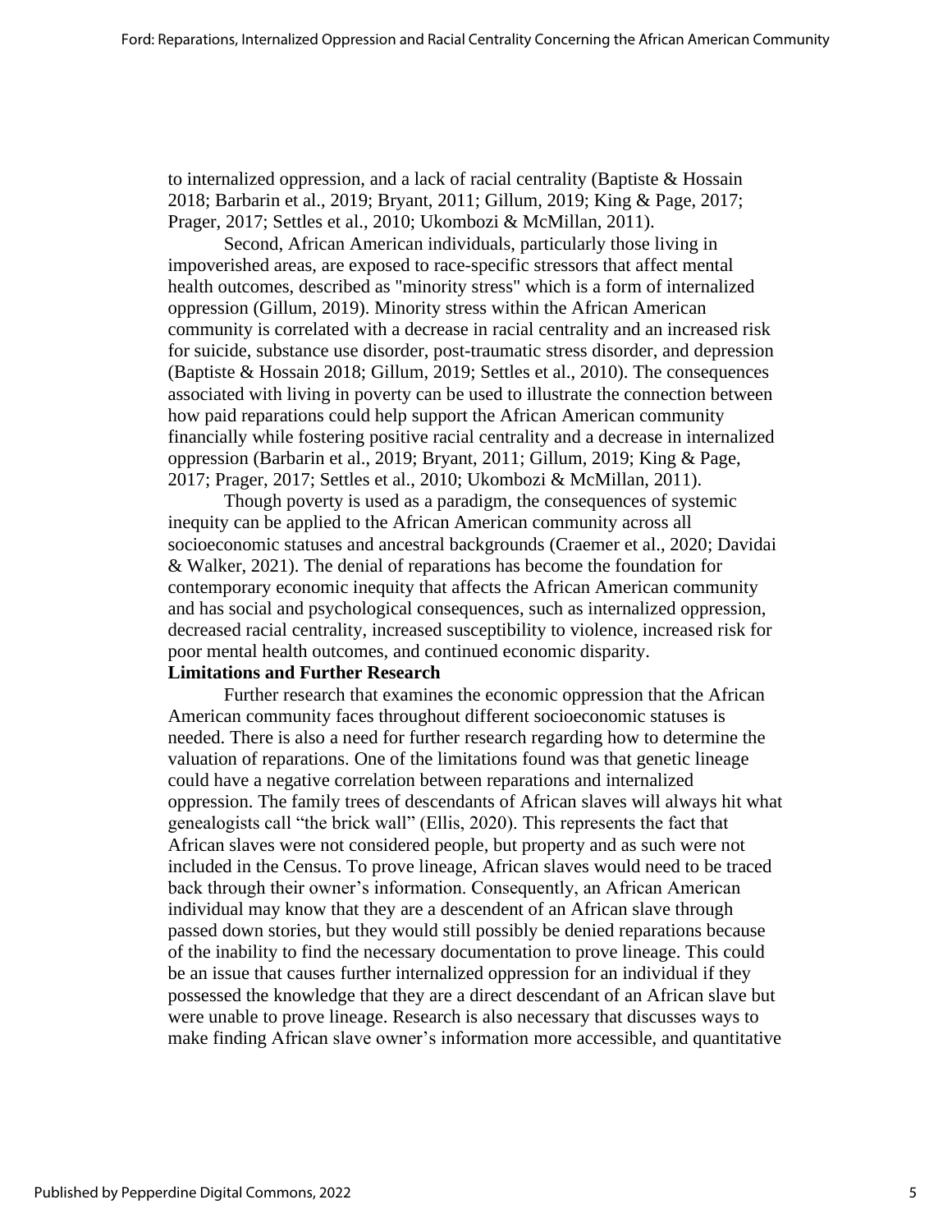to internalized oppression, and a lack of racial centrality (Baptiste & Hossain 2018; Barbarin et al., 2019; Bryant, 2011; Gillum, 2019; King & Page, 2017; Prager, 2017; Settles et al., 2010; Ukombozi & McMillan, 2011).

Second, African American individuals, particularly those living in impoverished areas, are exposed to race-specific stressors that affect mental health outcomes, described as "minority stress" which is a form of internalized oppression (Gillum, 2019). Minority stress within the African American community is correlated with a decrease in racial centrality and an increased risk for suicide, substance use disorder, post-traumatic stress disorder, and depression (Baptiste & Hossain 2018; Gillum, 2019; Settles et al., 2010). The consequences associated with living in poverty can be used to illustrate the connection between how paid reparations could help support the African American community financially while fostering positive racial centrality and a decrease in internalized oppression (Barbarin et al., 2019; Bryant, 2011; Gillum, 2019; King & Page, 2017; Prager, 2017; Settles et al., 2010; Ukombozi & McMillan, 2011).

Though poverty is used as a paradigm, the consequences of systemic inequity can be applied to the African American community across all socioeconomic statuses and ancestral backgrounds (Craemer et al., 2020; Davidai & Walker, 2021). The denial of reparations has become the foundation for contemporary economic inequity that affects the African American community and has social and psychological consequences, such as internalized oppression, decreased racial centrality, increased susceptibility to violence, increased risk for poor mental health outcomes, and continued economic disparity.

**Limitations and Further Research**

Further research that examines the economic oppression that the African American community faces throughout different socioeconomic statuses is needed. There is also a need for further research regarding how to determine the valuation of reparations. One of the limitations found was that genetic lineage could have a negative correlation between reparations and internalized oppression. The family trees of descendants of African slaves will always hit what genealogists call “the brick wall” (Ellis, 2020). This represents the fact that African slaves were not considered people, but property and as such were not included in the Census. To prove lineage, African slaves would need to be traced back through their owner’s information. Consequently, an African American individual may know that they are a descendent of an African slave through passed down stories, but they would still possibly be denied reparations because of the inability to find the necessary documentation to prove lineage. This could be an issue that causes further internalized oppression for an individual if they possessed the knowledge that they are a direct descendant of an African slave but were unable to prove lineage. Research is also necessary that discusses ways to make finding African slave owner’s information more accessible, and quantitative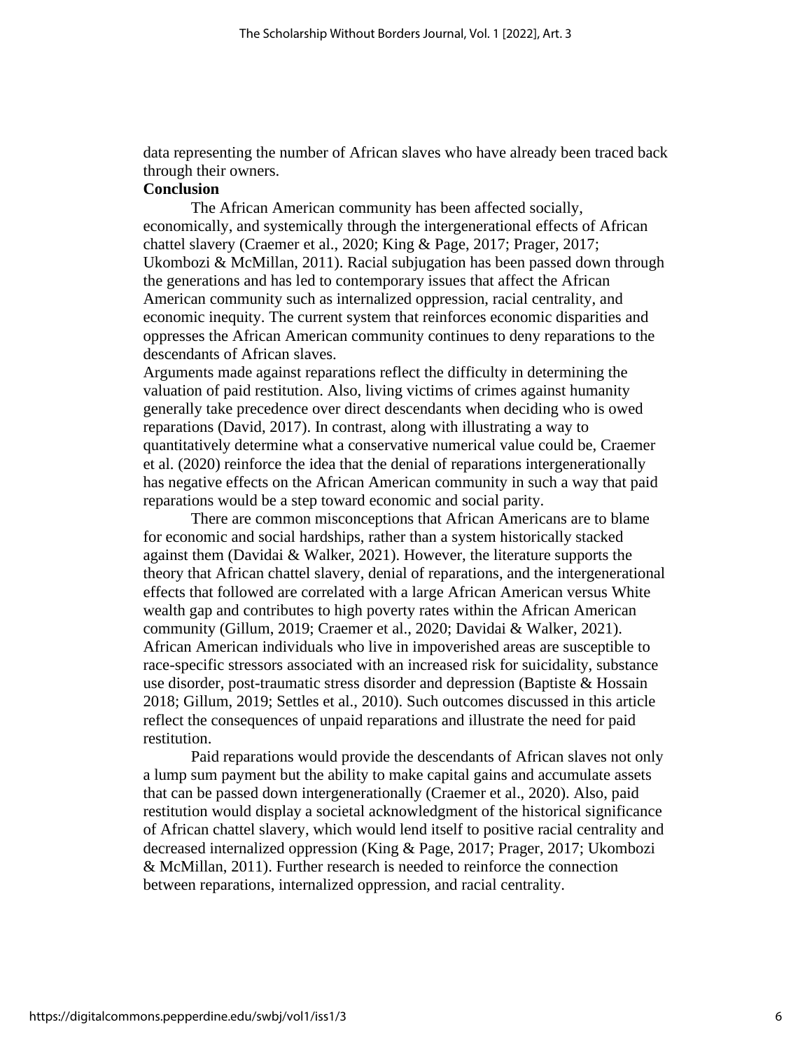data representing the number of African slaves who have already been traced back through their owners.

## Conclusion

The African American community has been affected socially, economically, and systemically through the intergenerational effects of African chattel slavery (Craemer et al., 2020; King & Page, 2017; Prager, 2017; Ukombozi & McMillan, 2011). Racial subjugation has been passed down through the generations and has led to contemporary issues that affect the African American community such as internalized oppression, racial centrality, and economic inequity. The current system that reinforces economic disparities and oppresses the African American community continues to deny reparations to the descendants of African slaves.

Arguments made against reparations reflect the difficulty in determining the valuation of paid restitution. Also, living victims of crimes against humanity generally take precedence over direct descendants when deciding who is owed reparations (David, 2017). In contrast, along with illustrating a way to quantitatively determine what a conservative numerical value could be, Craemer et al. (2020) reinforce the idea that the denial of reparations intergenerationally has negative effects on the African American community in such a way that paid reparations would be a step toward economic and social parity.

There are common misconceptions that African Americans are to blame for economic and social hardships, rather than a system historically stacked against them (Davidai & Walker, 2021). However, the literature supports the theory that African chattel slavery, denial of reparations, and the intergenerational effects that followed are correlated with a large African American versus White wealth gap and contributes to high poverty rates within the African American community (Gillum, 2019; Craemer et al., 2020; Davidai & Walker, 2021). African American individuals who live in impoverished areas are susceptible to race-specific stressors associated with an increased risk for suicidality, substance use disorder, post-traumatic stress disorder and depression (Baptiste & Hossain 2018; Gillum, 2019; Settles et al., 2010). Such outcomes discussed in this article reflect the consequences of unpaid reparations and illustrate the need for paid restitution.

Paid reparations would provide the descendants of African slaves not only a lump sum payment but the ability to make capital gains and accumulate assets that can be passed down intergenerationally (Craemer et al., 2020). Also, paid restitution would display a societal acknowledgment of the historical significance of African chattel slavery, which would lend itself to positive racial centrality and decreased internalized oppression (King & Page, 2017; Prager, 2017; Ukombozi & McMillan, 2011). Further research is needed to reinforce the connection between reparations, internalized oppression, and racial centrality.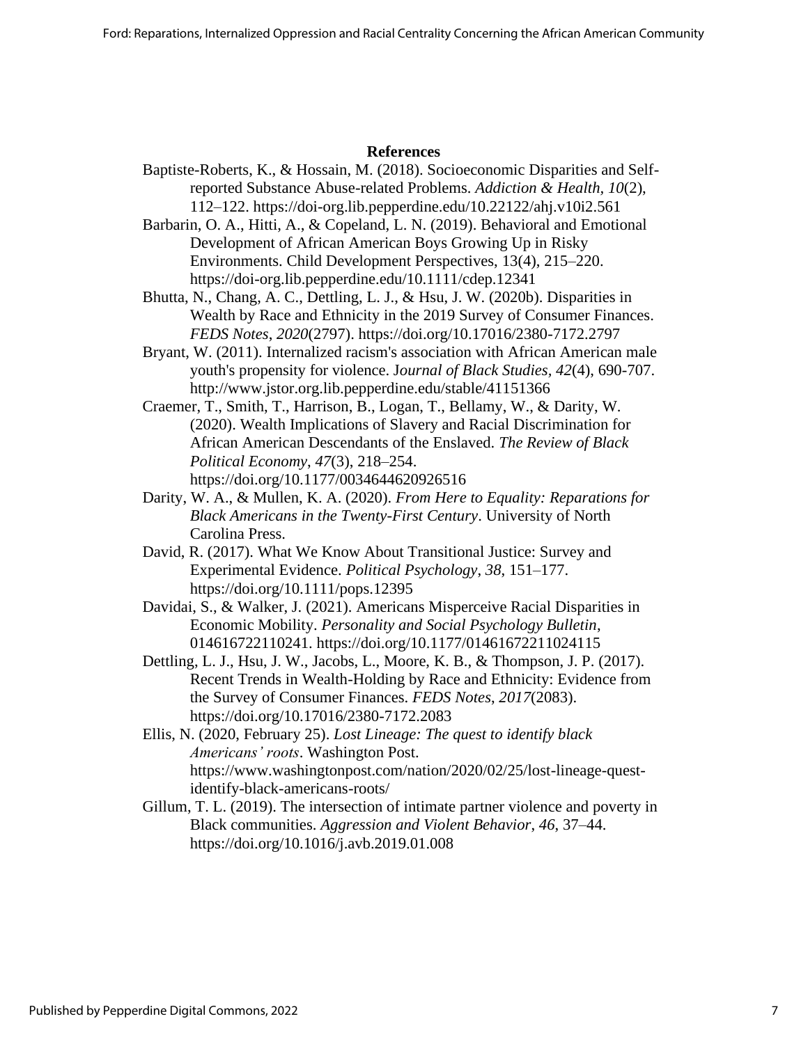## References

Baptiste-Roberts, K., & Hossain, M. (2018). Socioeconomic Disparities and Self-reported Substance Abuse-related Problems. *Addiction & Health, 10*(2), 112–122. https://doi-org.lib.pepperdine.edu/10.22122/ahj.v10i2.561

Barbarin, O. A., Hitti, A., & Copeland, L. N. (2019). Behavioral and Emotional Development of African American Boys Growing Up in Risky Environments. Child Development Perspectives, 13(4), 215–220. https://doi-org.lib.pepperdine.edu/10.1111/cdep.12341

Bhutta, N., Chang, A. C., Dettling, L. J., & Hsu, J. W. (2020b). Disparities in Wealth by Race and Ethnicity in the 2019 Survey of Consumer Finances. *FEDS Notes*, *2020*(2797). https://doi.org/10.17016/2380-7172.2797

Bryant, W. (2011). Internalized racism's association with African American male youth's propensity for violence. J*ournal of Black Studies, 42*(4), 690-707. http://www.jstor.org.lib.pepperdine.edu/stable/41151366

Craemer, T., Smith, T., Harrison, B., Logan, T., Bellamy, W., & Darity, W. (2020). Wealth Implications of Slavery and Racial Discrimination for African American Descendants of the Enslaved. *The Review of Black Political Economy*, *47*(3), 218–254. https://doi.org/10.1177/0034644620926516

Darity, W. A., & Mullen, K. A. (2020). *From Here to Equality: Reparations for Black Americans in the Twenty-First Century*. University of North Carolina Press.

David, R. (2017). What We Know About Transitional Justice: Survey and Experimental Evidence. *Political Psychology*, *38,* 151–177. https://doi.org/10.1111/pops.12395

Davidai, S., & Walker, J. (2021). Americans Misperceive Racial Disparities in Economic Mobility. *Personality and Social Psychology Bulletin*, 014616722110241. https://doi.org/10.1177/01461672211024115

Dettling, L. J., Hsu, J. W., Jacobs, L., Moore, K. B., & Thompson, J. P. (2017). Recent Trends in Wealth-Holding by Race and Ethnicity: Evidence from the Survey of Consumer Finances. *FEDS Notes*, *2017*(2083). https://doi.org/10.17016/2380-7172.2083

Ellis, N. (2020, February 25). *Lost Lineage: The quest to identify black Americans' roots*. Washington Post. https://www.washingtonpost.com/nation/2020/02/25/lost-lineage-quest-identify-black-americans-roots/

Gillum, T. L. (2019). The intersection of intimate partner violence and poverty in Black communities. *Aggression and Violent Behavior*, *46*, 37–44. https://doi.org/10.1016/j.avb.2019.01.008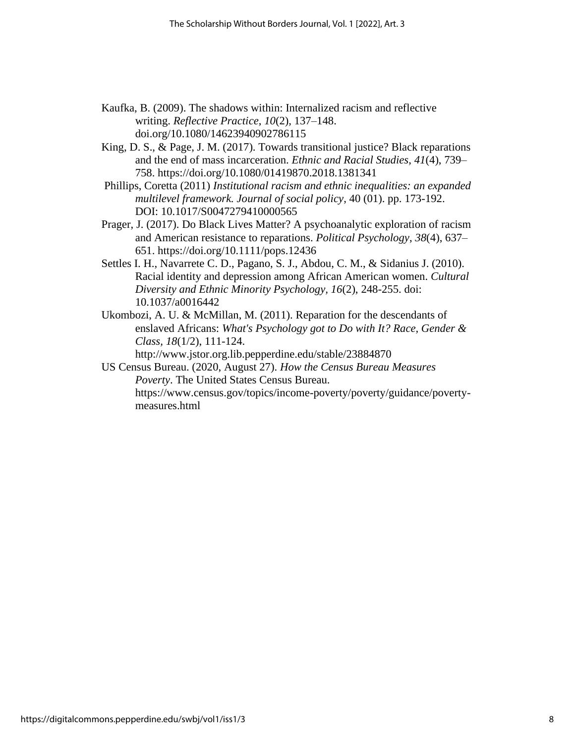Kaufka, B. (2009). The shadows within: Internalized racism and reflective writing. *Reflective Practice*, *10*(2), 137–148. doi.org/10.1080/14623940902786115

King, D. S., & Page, J. M. (2017). Towards transitional justice? Black reparations and the end of mass incarceration. *Ethnic and Racial Studies*, *41*(4), 739–758. https://doi.org/10.1080/01419870.2018.1381341

Phillips, Coretta (2011) *Institutional racism and ethnic inequalities: an expanded multilevel framework. Journal of social policy*, 40 (01). pp. 173-192. DOI: 10.1017/S0047279410000565

Prager, J. (2017). Do Black Lives Matter? A psychoanalytic exploration of racism and American resistance to reparations. *Political Psychology*, *38*(4), 637–651. https://doi.org/10.1111/pops.12436

Settles I. H., Navarrete C. D., Pagano, S. J., Abdou, C. M., & Sidanius J. (2010). Racial identity and depression among African American women. *Cultural Diversity and Ethnic Minority Psychology, 16*(2), 248-255. doi: 10.1037/a0016442

Ukombozi, A. U. & McMillan, M. (2011). Reparation for the descendants of enslaved Africans: *What's Psychology got to Do with It? Race, Gender & Class, 18*(1/2), 111-124. http://www.jstor.org.lib.pepperdine.edu/stable/23884870

US Census Bureau. (2020, August 27). *How the Census Bureau Measures Poverty*. The United States Census Bureau. https://www.census.gov/topics/income-poverty/poverty/guidance/poverty-measures.html